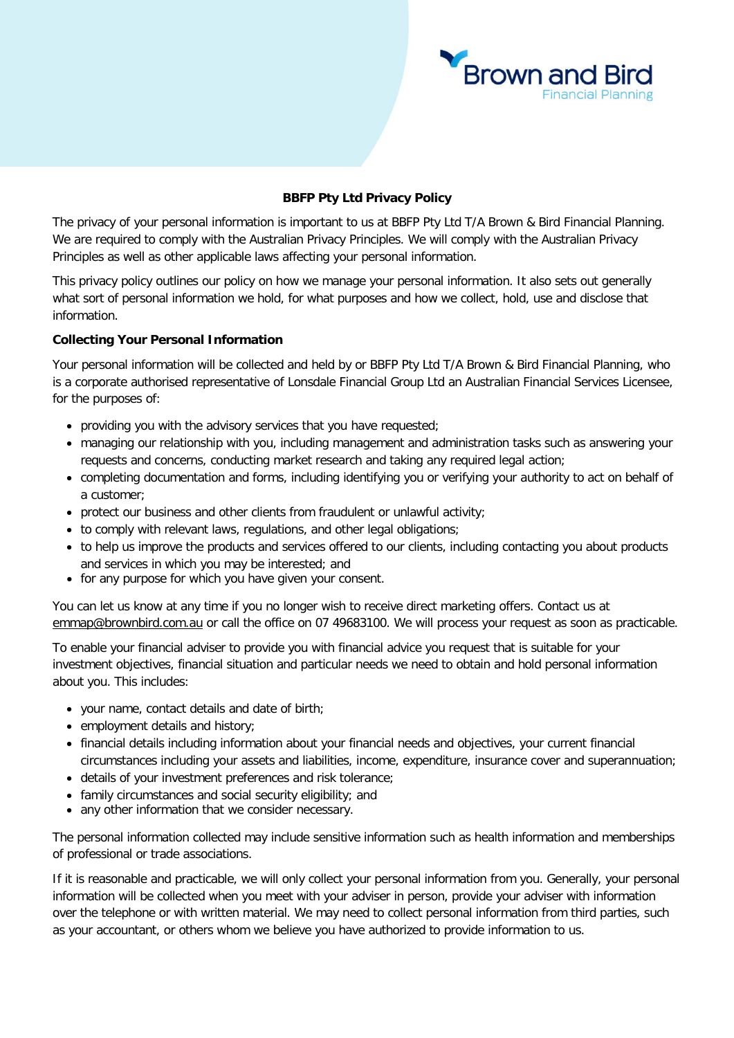# BBFP Pty Ltd Privacy Policy

The privacy of your personal information is important to us at BBFP Pty Ltd T/A Brown & Bird Financial Planning. We are required to comply with the Australian Privacy Principles. We will comply with the Australian Privacy Principles as well as other applicable laws affecting your personal information.

This privacy policy outlines our policy on how we manage your personal information. It also sets out generally what sort of personal information we hold, for what purposes and how we collect, hold, use and disclose that information.

## Collecting Your Personal Information

Your personal information will be collected and held by or BBFP Pty Ltd T/A Brown & Bird Financial Planning, who is a corporate authorised representative of Lonsdale Financial Group Ltd an Australian Financial Services Licensee, for the purposes of:

- providing you with the advisory services that you have requested;
- managing our relationship with you, including management and administration tasks such as answering your requests and concerns, conducting market research and taking any required legal action;
- completing documentation and forms, including identifying you or verifying your authority to act on behalf of a customer;
- protect our business and other clients from fraudulent or unlawful activity;
- to comply with relevant laws, regulations, and other legal obligations;
- to help us improve the products and services offered to our clients, including contacting you about products and services in which you may be interested; and
- for any purpose for which you have given your consent.

You can let us know at any time if you no longer wish to receive direct marketing offers. Contact us at emmap@brownbird.com.au or call the office on 07 49683100. We will process your request as soon as practicable.

To enable your financial adviser to provide you with financial advice you request that is suitable for your investment objectives, financial situation and particular needs we need to obtain and hold personal information about you. This includes:

- your name, contact details and date of birth;
- employment details and history;
- financial details including information about your financial needs and objectives, your current financial circumstances including your assets and liabilities, income, expenditure, insurance cover and superannuation;
- details of your investment preferences and risk tolerance;
- family circumstances and social security eligibility; and
- any other information that we consider necessary.

The personal information collected may include sensitive information such as health information and memberships of professional or trade associations.

If it is reasonable and practicable, we will only collect your personal information from you. Generally, your personal information will be collected when you meet with your adviser in person, provide your adviser with information over the telephone or with written material. We may need to collect personal information from third parties, such as your accountant, or others whom we believe you have authorized to provide information to us.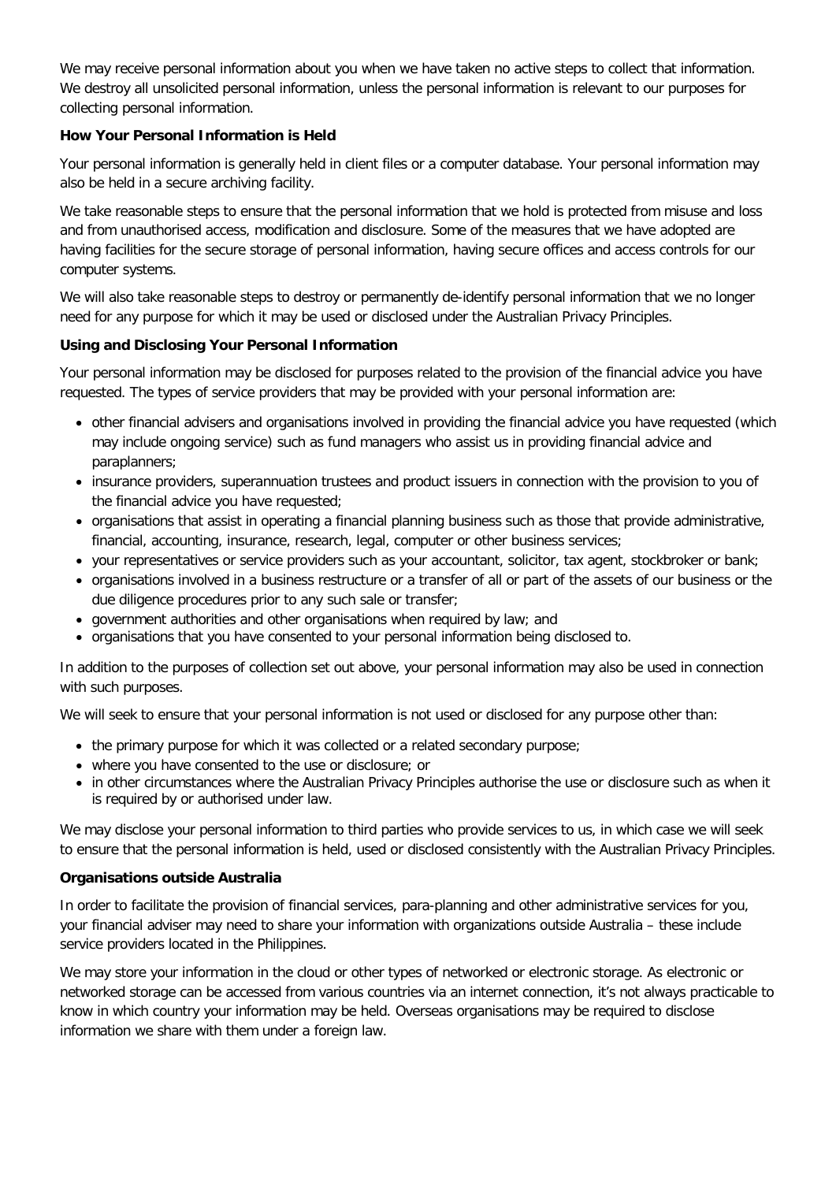We may receive personal information about you when we have taken no active steps to collect that information. We destroy all unsolicited personal information, unless the personal information is relevant to our purposes for collecting personal information.

**How Your Personal Information is Held**

Your personal information is generally held in client files or a computer database. Your personal information may also be held in a secure archiving facility.

We take reasonable steps to ensure that the personal information that we hold is protected from misuse and loss and from unauthorised access, modification and disclosure. Some of the measures that we have adopted are having facilities for the secure storage of personal information, having secure offices and access controls for our computer systems.

We will also take reasonable steps to destroy or permanently de-identify personal information that we no longer need for any purpose for which it may be used or disclosed under the Australian Privacy Principles.

**Using and Disclosing Your Personal Information**

Your personal information may be disclosed for purposes related to the provision of the financial advice you have requested. The types of service providers that may be provided with your personal information are:

- other financial advisers and organisations involved in providing the financial advice you have requested (which may include ongoing service) such as fund managers who assist us in providing financial advice and paraplanners;
- insurance providers, superannuation trustees and product issuers in connection with the provision to you of the financial advice you have requested;
- organisations that assist in operating a financial planning business such as those that provide administrative, financial, accounting, insurance, research, legal, computer or other business services;
- your representatives or service providers such as your accountant, solicitor, tax agent, stockbroker or bank;
- organisations involved in a business restructure or a transfer of all or part of the assets of our business or the due diligence procedures prior to any such sale or transfer;
- government authorities and other organisations when required by law; and
- organisations that you have consented to your personal information being disclosed to.

In addition to the purposes of collection set out above, your personal information may also be used in connection with such purposes.

We will seek to ensure that your personal information is not used or disclosed for any purpose other than:

- the primary purpose for which it was collected or a related secondary purpose;
- where you have consented to the use or disclosure; or
- in other circumstances where the Australian Privacy Principles authorise the use or disclosure such as when it is required by or authorised under law.

We may disclose your personal information to third parties who provide services to us, in which case we will seek to ensure that the personal information is held, used or disclosed consistently with the Australian Privacy Principles.

**Organisations outside Australia**

In order to facilitate the provision of financial services, para-planning and other administrative services for you, your financial adviser may need to share your information with organizations outside Australia – these include service providers located in the Philippines.

We may store your information in the cloud or other types of networked or electronic storage. As electronic or networked storage can be accessed from various countries via an internet connection, it's not always practicable to know in which country your information may be held. Overseas organisations may be required to disclose information we share with them under a foreign law.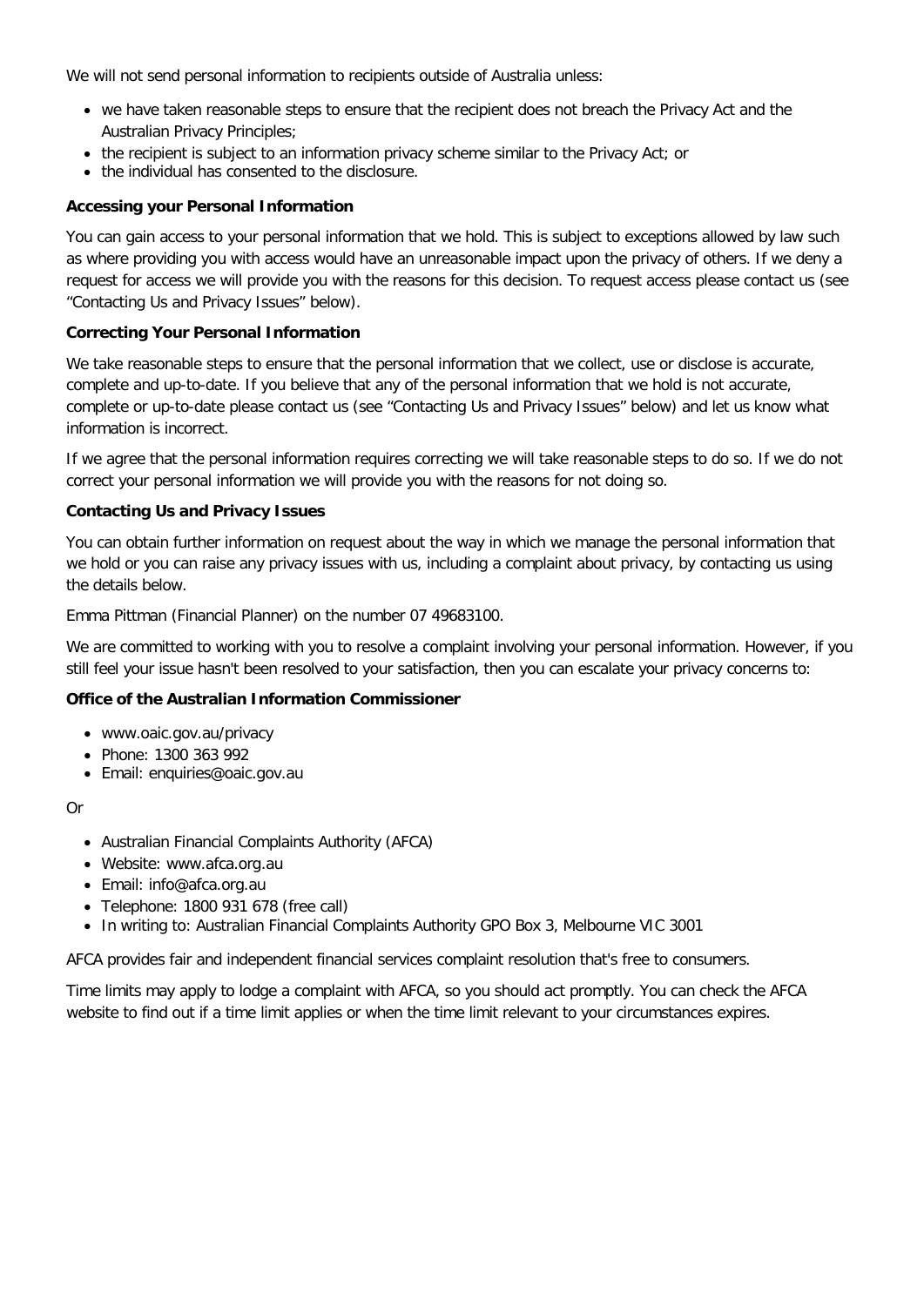We will not send personal information to recipients outside of Australia unless:

- we have taken reasonable steps to ensure that the recipient does not breach the Privacy Act and the Australian Privacy Principles;
- the recipient is subject to an information privacy scheme similar to the Privacy Act; or
- the individual has consented to the disclosure.

**Accessing your Personal Information**

You can gain access to your personal information that we hold. This is subject to exceptions allowed by law such as where providing you with access would have an unreasonable impact upon the privacy of others. If we deny a request for access we will provide you with the reasons for this decision. To request access please contact us (see "Contacting Us and Privacy Issues" below).

**Correcting Your Personal Information**

We take reasonable steps to ensure that the personal information that we collect, use or disclose is accurate, complete and up-to-date. If you believe that any of the personal information that we hold is not accurate, complete or up-to-date please contact us (see "Contacting Us and Privacy Issues" below) and let us know what information is incorrect.

If we agree that the personal information requires correcting we will take reasonable steps to do so. If we do not correct your personal information we will provide you with the reasons for not doing so.

**Contacting Us and Privacy Issues**

You can obtain further information on request about the way in which we manage the personal information that we hold or you can raise any privacy issues with us, including a complaint about privacy, by contacting us using the details below.

Emma Pittman (Financial Planner) on the number 07 49683100.

We are committed to working with you to resolve a complaint involving your personal information. However, if you still feel your issue hasn't been resolved to your satisfaction, then you can escalate your privacy concerns to:

**Office of the Australian Information Commissioner**

- www.oaic.gov.au/privacy
- Phone: 1300 363 992
- Email: enquiries@oaic.gov.au

Or

- Australian Financial Complaints Authority (AFCA)
- Website: www.afca.org.au
- Email: info@afca.org.au
- Telephone: 1800 931 678 (free call)
- In writing to: Australian Financial Complaints Authority GPO Box 3, Melbourne VIC 3001

AFCA provides fair and independent financial services complaint resolution that's free to consumers.

Time limits may apply to lodge a complaint with AFCA, so you should act promptly. You can check the AFCA website to find out if a time limit applies or when the time limit relevant to your circumstances expires.